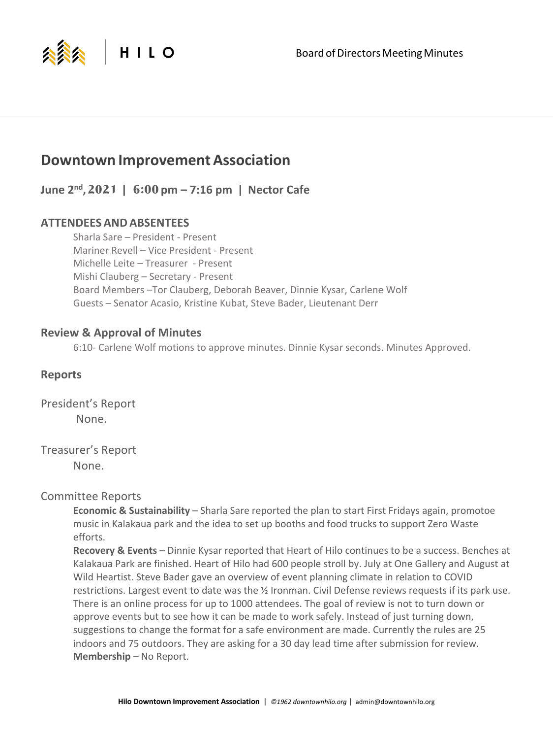HILO

Board of Directors Meeting Minutes

# Downtown Improvement Association

**June 2nd, 2021 | 6:00 pm – 7:16 pm | Nector Cafe**

## ATTENDEES AND ABSENTEES

Sharla Sare – President - Present
Mariner Revell – Vice President - Present
Michelle Leite – Treasurer - Present
Mishi Clauberg – Secretary - Present
Board Members –Tor Clauberg, Deborah Beaver, Dinnie Kysar, Carlene Wolf
Guests – Senator Acasio, Kristine Kubat, Steve Bader, Lieutenant Derr

## Review & Approval of Minutes

6:10- Carlene Wolf motions to approve minutes. Dinnie Kysar seconds. Minutes Approved.

## Reports

### President's Report

None.

### Treasurer's Report

None.

### Committee Reports

**Economic & Sustainability** – Sharla Sare reported the plan to start First Fridays again, promotoe music in Kalakaua park and the idea to set up booths and food trucks to support Zero Waste efforts.

**Recovery & Events** – Dinnie Kysar reported that Heart of Hilo continues to be a success. Benches at Kalakaua Park are finished. Heart of Hilo had 600 people stroll by. July at One Gallery and August at Wild Heartist. Steve Bader gave an overview of event planning climate in relation to COVID restrictions. Largest event to date was the ½ Ironman. Civil Defense reviews requests if its park use. There is an online process for up to 1000 attendees. The goal of review is not to turn down or approve events but to see how it can be made to work safely. Instead of just turning down, suggestions to change the format for a safe environment are made. Currently the rules are 25 indoors and 75 outdoors. They are asking for a 30 day lead time after submission for review.

**Membership** – No Report.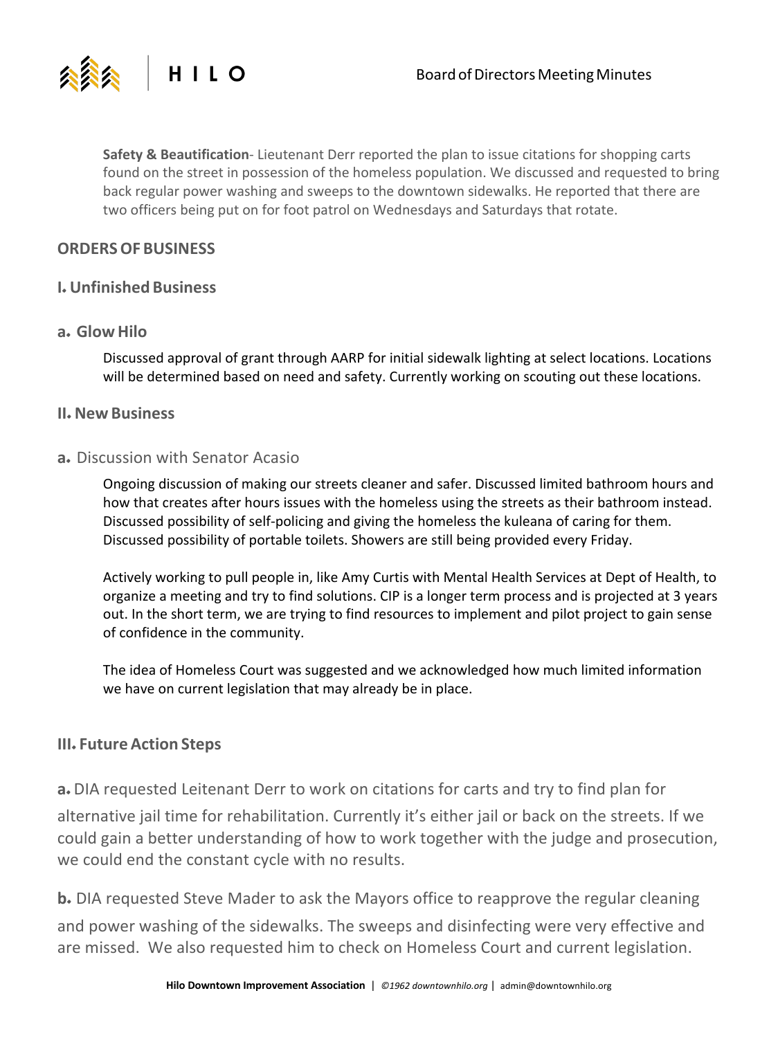**Safety & Beautification**- Lieutenant Derr reported the plan to issue citations for shopping carts found on the street in possession of the homeless population. We discussed and requested to bring back regular power washing and sweeps to the downtown sidewalks. He reported that there are two officers being put on for foot patrol on Wednesdays and Saturdays that rotate.

## ORDERS OF BUSINESS

### I. Unfinished Business

#### a. Glow Hilo

Discussed approval of grant through AARP for initial sidewalk lighting at select locations. Locations will be determined based on need and safety. Currently working on scouting out these locations.

### II. New Business

#### a. Discussion with Senator Acasio

Ongoing discussion of making our streets cleaner and safer. Discussed limited bathroom hours and how that creates after hours issues with the homeless using the streets as their bathroom instead. Discussed possibility of self-policing and giving the homeless the kuleana of caring for them. Discussed possibility of portable toilets. Showers are still being provided every Friday.

Actively working to pull people in, like Amy Curtis with Mental Health Services at Dept of Health, to organize a meeting and try to find solutions. CIP is a longer term process and is projected at 3 years out. In the short term, we are trying to find resources to implement and pilot project to gain sense of confidence in the community.

The idea of Homeless Court was suggested and we acknowledged how much limited information we have on current legislation that may already be in place.

### III. Future Action Steps

**a.** DIA requested Leitenant Derr to work on citations for carts and try to find plan for alternative jail time for rehabilitation. Currently it's either jail or back on the streets. If we could gain a better understanding of how to work together with the judge and prosecution, we could end the constant cycle with no results.

**b.** DIA requested Steve Mader to ask the Mayors office to reapprove the regular cleaning and power washing of the sidewalks. The sweeps and disinfecting were very effective and are missed. We also requested him to check on Homeless Court and current legislation.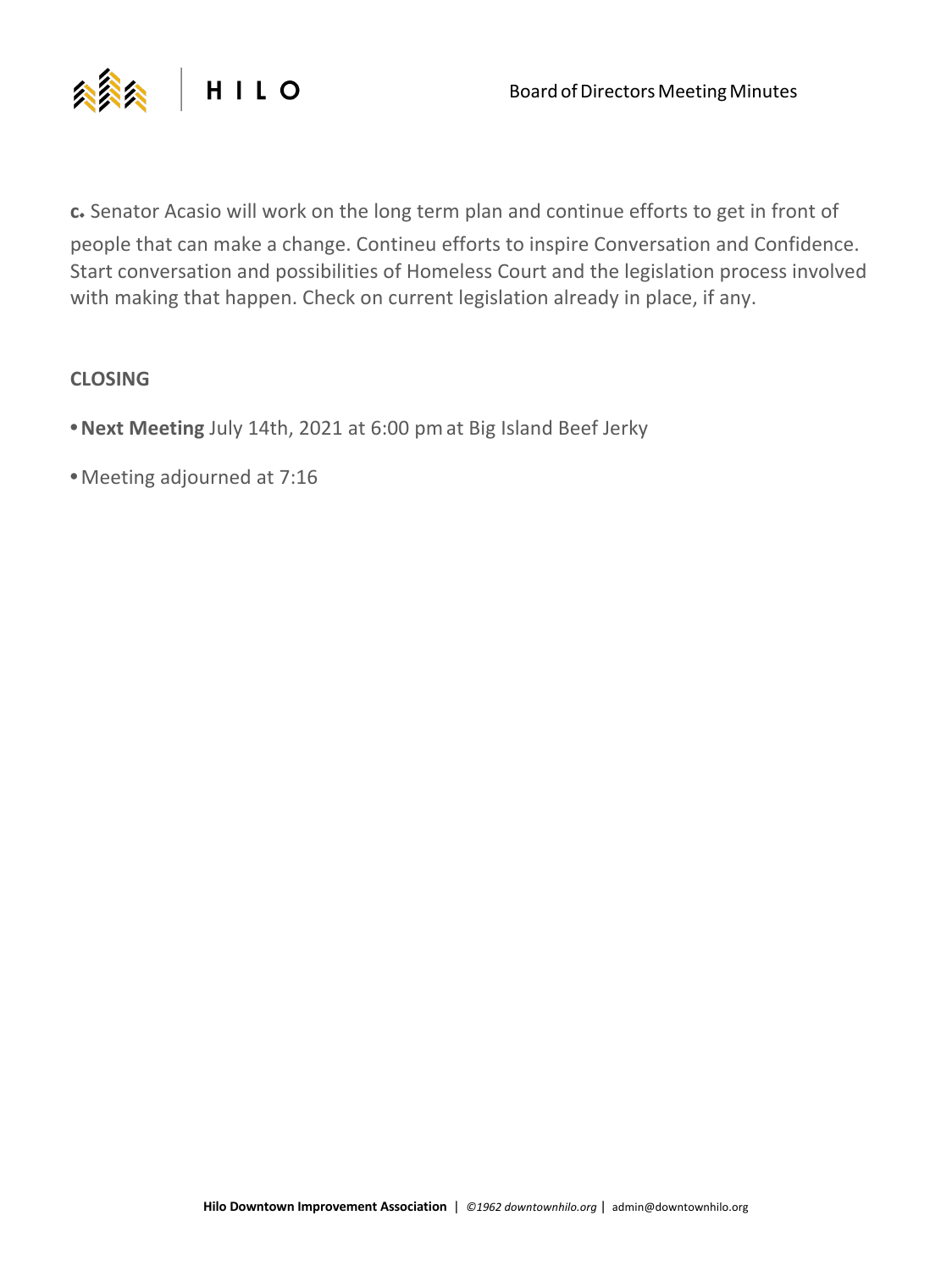**c.** Senator Acasio will work on the long term plan and continue efforts to get in front of people that can make a change. Contineu efforts to inspire Conversation and Confidence. Start conversation and possibilities of Homeless Court and the legislation process involved with making that happen. Check on current legislation already in place, if any.

**CLOSING**

- **Next Meeting** July 14th, 2021 at 6:00 pm at Big Island Beef Jerky
- Meeting adjourned at 7:16